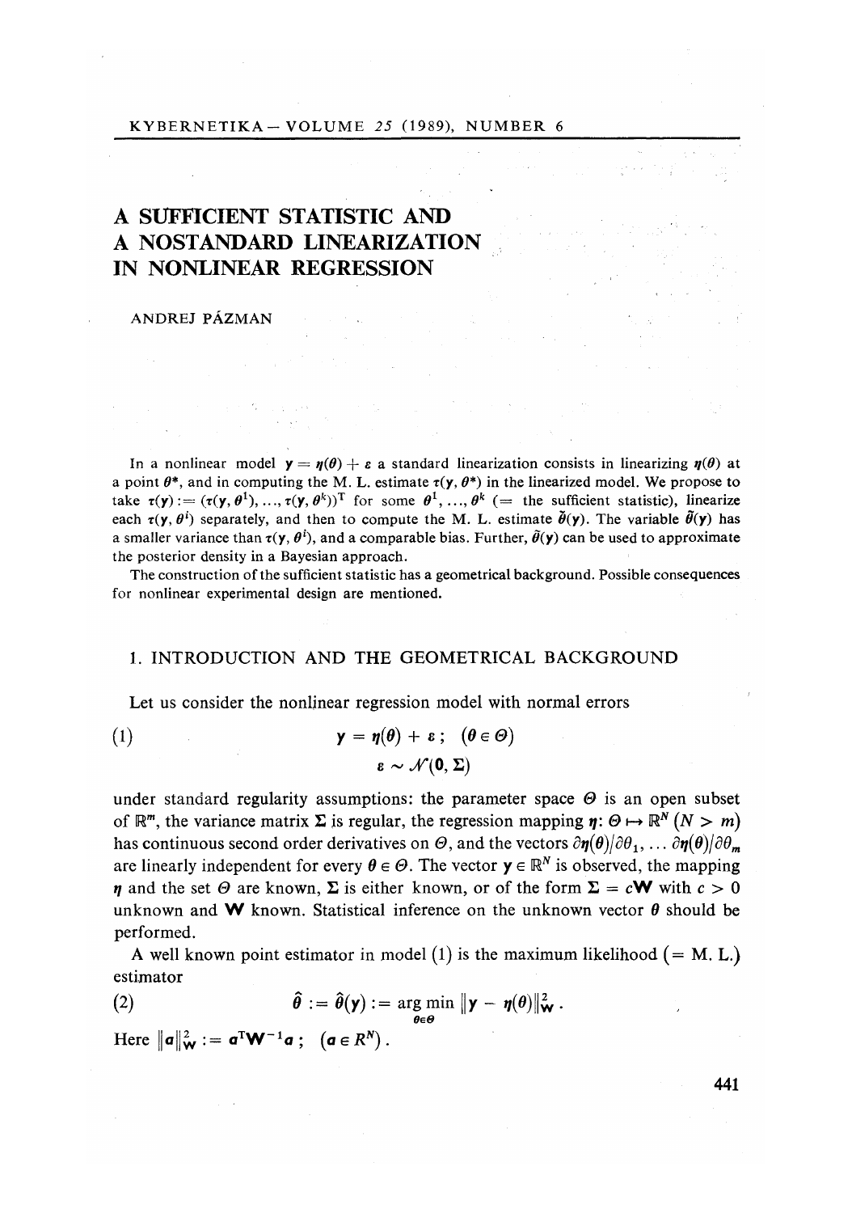# A SUFFICIENT STATISTIC AND A NOSTANDARD LINEARIZATION IN NONLINEAR REGRESSION

ANDREJ PÁZMAN

In a nonlinear model $\mathbf{y} = \boldsymbol{\eta}(\boldsymbol{\theta}) + \boldsymbol{\varepsilon}$ a standard linearization consists in linearizing $\boldsymbol{\eta}(\boldsymbol{\theta})$ at a point $\boldsymbol{\theta}^*$, and in computing the M. L. estimate $\boldsymbol{\tau}(\mathbf{y}, \boldsymbol{\theta}^*)$ in the linearized model. We propose to take $\boldsymbol{\tau}(\mathbf{y}) := (\boldsymbol{\tau}(\mathbf{y}, \boldsymbol{\theta}^1), \ldots, \boldsymbol{\tau}(\mathbf{y}, \boldsymbol{\theta}^k))^{\mathrm{T}}$ for some $\boldsymbol{\theta}^1, \ldots, \boldsymbol{\theta}^k$ (= the sufficient statistic), linearize each $\boldsymbol{\tau}(\mathbf{y}, \boldsymbol{\theta}^i)$ separately, and then to compute the M. L. estimate $\tilde{\boldsymbol{\theta}}(\mathbf{y})$. The variable $\tilde{\boldsymbol{\theta}}(\mathbf{y})$ has a smaller variance than $\boldsymbol{\tau}(\mathbf{y}, \boldsymbol{\theta}^i)$, and a comparable bias. Further, $\tilde{\boldsymbol{\theta}}(\mathbf{y})$ can be used to approximate the posterior density in a Bayesian approach.

The construction of the sufficient statistic has a geometrical background. Possible consequences for nonlinear experimental design are mentioned.

## 1. INTRODUCTION AND THE GEOMETRICAL BACKGROUND

Let us consider the nonlinear regression model with normal errors

$$\mathbf{y} = \boldsymbol{\eta}(\boldsymbol{\theta}) + \boldsymbol{\varepsilon}\,; \quad (\boldsymbol{\theta} \in \Theta) \tag{1}$$
$$\boldsymbol{\varepsilon} \sim \mathcal{N}(\mathbf{0}, \boldsymbol{\Sigma})$$

under standard regularity assumptions: the parameter space $\Theta$ is an open subset of $\mathbb{R}^m$, the variance matrix $\boldsymbol{\Sigma}$ is regular, the regression mapping $\boldsymbol{\eta}: \Theta \mapsto \mathbb{R}^N$ $(N > m)$ has continuous second order derivatives on $\Theta$, and the vectors $\partial\boldsymbol{\eta}(\boldsymbol{\theta})/\partial\theta_1, \ldots \partial\boldsymbol{\eta}(\boldsymbol{\theta})/\partial\theta_m$ are linearly independent for every $\boldsymbol{\theta} \in \Theta$. The vector $\mathbf{y} \in \mathbb{R}^N$ is observed, the mapping $\boldsymbol{\eta}$ and the set $\Theta$ are known, $\boldsymbol{\Sigma}$ is either known, or of the form $\boldsymbol{\Sigma} = c\mathbf{W}$ with $c > 0$ unknown and $\mathbf{W}$ known. Statistical inference on the unknown vector $\boldsymbol{\theta}$ should be performed.

A well known point estimator in model (1) is the maximum likelihood (= M. L.) estimator

$$\hat{\boldsymbol{\theta}} := \hat{\boldsymbol{\theta}}(\mathbf{y}) := \arg\min_{\boldsymbol{\theta} \in \Theta} \|\mathbf{y} - \boldsymbol{\eta}(\boldsymbol{\theta})\|^2_{\mathbf{W}}\,. \tag{2}$$

Here $\|\boldsymbol{a}\|^2_{\mathbf{W}} := \boldsymbol{a}^{\mathrm{T}}\mathbf{W}^{-1}\boldsymbol{a}\,; \quad (\boldsymbol{a} \in R^N)$.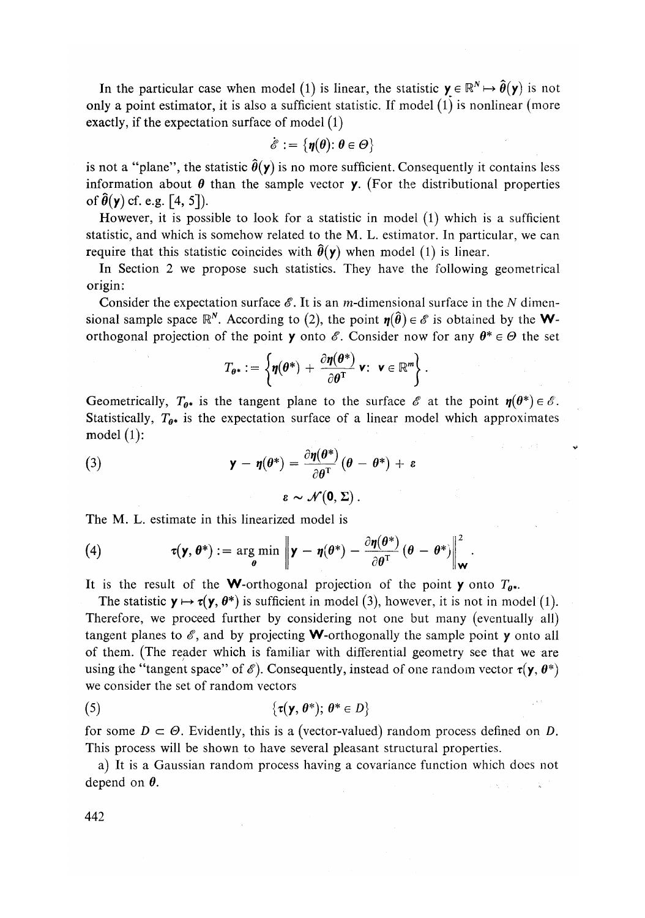In the particular case when model (1) is linear, the statistic $\mathbf{y} \in \mathbb{R}^N \mapsto \hat{\boldsymbol{\theta}}(\mathbf{y})$ is not only a point estimator, it is also a sufficient statistic. If model (1) is nonlinear (more exactly, if the expectation surface of model (1)

$$\mathscr{E} := \{\boldsymbol{\eta}(\boldsymbol{\theta}) : \boldsymbol{\theta} \in \Theta\}$$

is not a "plane", the statistic $\hat{\boldsymbol{\theta}}(\mathbf{y})$ is no more sufficient. Consequently it contains less information about $\boldsymbol{\theta}$ than the sample vector $\mathbf{y}$. (For the distributional properties of $\hat{\boldsymbol{\theta}}(\mathbf{y})$ cf. e.g. [4, 5]).

However, it is possible to look for a statistic in model (1) which is a sufficient statistic, and which is somehow related to the M. L. estimator. In particular, we can require that this statistic coincides with $\hat{\boldsymbol{\theta}}(\mathbf{y})$ when model (1) is linear.

In Section 2 we propose such statistics. They have the following geometrical origin:

Consider the expectation surface $\mathscr{E}$. It is an $m$-dimensional surface in the $N$ dimensional sample space $\mathbb{R}^N$. According to (2), the point $\boldsymbol{\eta}(\hat{\boldsymbol{\theta}}) \in \mathscr{E}$ is obtained by the $\mathbf{W}$-orthogonal projection of the point $\mathbf{y}$ onto $\mathscr{E}$. Consider now for any $\boldsymbol{\theta}^* \in \Theta$ the set

$$T_{\boldsymbol{\theta}^*} := \left\{ \boldsymbol{\eta}(\boldsymbol{\theta}^*) + \frac{\partial \boldsymbol{\eta}(\boldsymbol{\theta}^*)}{\partial \boldsymbol{\theta}^{\mathrm{T}}} \mathbf{v} : \mathbf{v} \in \mathbb{R}^m \right\}.$$

Geometrically, $T_{\boldsymbol{\theta}^*}$ is the tangent plane to the surface $\mathscr{E}$ at the point $\boldsymbol{\eta}(\boldsymbol{\theta}^*) \in \mathscr{E}$. Statistically, $T_{\boldsymbol{\theta}^*}$ is the expectation surface of a linear model which approximates model (1):

$$\mathbf{y} - \boldsymbol{\eta}(\boldsymbol{\theta}^*) = \frac{\partial \boldsymbol{\eta}(\boldsymbol{\theta}^*)}{\partial \boldsymbol{\theta}^{\mathrm{T}}} (\boldsymbol{\theta} - \boldsymbol{\theta}^*) + \boldsymbol{\varepsilon} \tag{3}$$

$$\boldsymbol{\varepsilon} \sim \mathscr{N}(\mathbf{0}, \boldsymbol{\Sigma}).$$

The M. L. estimate in this linearized model is

$$\boldsymbol{\tau}(\mathbf{y}, \boldsymbol{\theta}^*) := \arg\min_{\boldsymbol{\theta}} \left\| \mathbf{y} - \boldsymbol{\eta}(\boldsymbol{\theta}^*) - \frac{\partial \boldsymbol{\eta}(\boldsymbol{\theta}^*)}{\partial \boldsymbol{\theta}^{\mathrm{T}}} (\boldsymbol{\theta} - \boldsymbol{\theta}^*) \right\|_{\mathbf{W}}^2. \tag{4}$$

It is the result of the $\mathbf{W}$-orthogonal projection of the point $\mathbf{y}$ onto $T_{\boldsymbol{\theta}^*}$.

The statistic $\mathbf{y} \mapsto \boldsymbol{\tau}(\mathbf{y}, \boldsymbol{\theta}^*)$ is sufficient in model (3), however, it is not in model (1). Therefore, we proceed further by considering not one but many (eventually all) tangent planes to $\mathscr{E}$, and by projecting $\mathbf{W}$-orthogonally the sample point $\mathbf{y}$ onto all of them. (The reader which is familiar with differential geometry see that we are using the "tangent space" of $\mathscr{E}$). Consequently, instead of one random vector $\boldsymbol{\tau}(\mathbf{y}, \boldsymbol{\theta}^*)$ we consider the set of random vectors

$$\{\boldsymbol{\tau}(\mathbf{y}, \boldsymbol{\theta}^*); \boldsymbol{\theta}^* \in D\} \tag{5}$$

for some $D \subset \Theta$. Evidently, this is a (vector-valued) random process defined on $D$. This process will be shown to have several pleasant structural properties.

a) It is a Gaussian random process having a covariance function which does not depend on $\boldsymbol{\theta}$.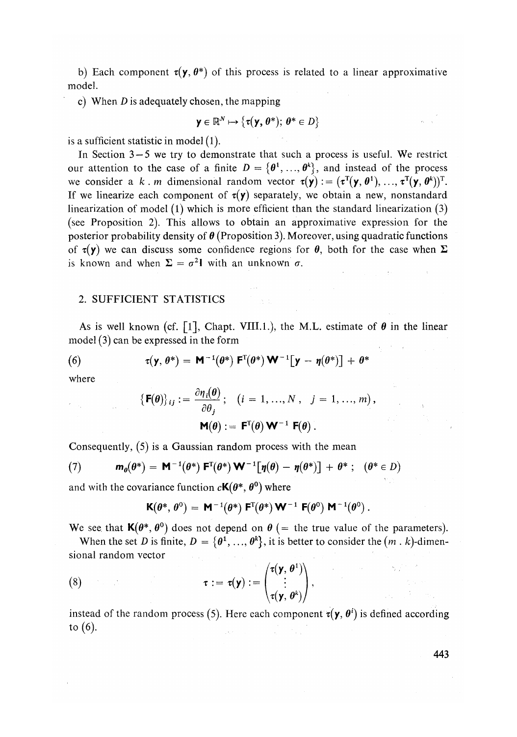b) Each component $\tau(\mathbf{y}, \boldsymbol{\theta}^*)$ of this process is related to a linear approximative model.

c) When $D$ is adequately chosen, the mapping

$$\mathbf{y} \in \mathbb{R}^N \mapsto \{\tau(\mathbf{y}, \boldsymbol{\theta}^*); \boldsymbol{\theta}^* \in D\}$$

is a sufficient statistic in model (1).

In Section 3–5 we try to demonstrate that such a process is useful. We restrict our attention to the case of a finite $D = \{\boldsymbol{\theta}^1, \ldots, \boldsymbol{\theta}^k\}$, and instead of the process we consider a $k \,.\, m$ dimensional random vector $\tau(\mathbf{y}) := (\tau^{\mathrm{T}}(\mathbf{y}, \boldsymbol{\theta}^1), \ldots, \tau^{\mathrm{T}}(\mathbf{y}, \boldsymbol{\theta}^k))^{\mathrm{T}}$. If we linearize each component of $\tau(\mathbf{y})$ separately, we obtain a new, nonstandard linearization of model (1) which is more efficient than the standard linearization (3) (see Proposition 2). This allows to obtain an approximative expression for the posterior probability density of $\boldsymbol{\theta}$ (Proposition 3). Moreover, using quadratic functions of $\tau(\mathbf{y})$ we can discuss some confidence regions for $\boldsymbol{\theta}$, both for the case when $\boldsymbol{\Sigma}$ is known and when $\boldsymbol{\Sigma} = \sigma^2 \mathbf{I}$ with an unknown $\sigma$.

## 2. SUFFICIENT STATISTICS

As is well known (cf. [1], Chapt. VIII.1.), the M.L. estimate of $\boldsymbol{\theta}$ in the linear model (3) can be expressed in the form

$$\tau(\mathbf{y}, \boldsymbol{\theta}^*) = \mathbf{M}^{-1}(\boldsymbol{\theta}^*)\, \mathbf{F}^{\mathrm{T}}(\boldsymbol{\theta}^*)\, \mathbf{W}^{-1}[\mathbf{y} - \boldsymbol{\eta}(\boldsymbol{\theta}^*)] + \boldsymbol{\theta}^* \tag{6}$$

where

$$\{\mathbf{F}(\boldsymbol{\theta})\}_{ij} := \frac{\partial \eta_i(\boldsymbol{\theta})}{\partial \theta_j}\,; \quad (i = 1, \ldots, N\,, \quad j = 1, \ldots, m)\,,$$

$$\mathbf{M}(\boldsymbol{\theta}) := \mathbf{F}^{\mathrm{T}}(\boldsymbol{\theta})\, \mathbf{W}^{-1}\, \mathbf{F}(\boldsymbol{\theta})\,.$$

Consequently, (5) is a Gaussian random process with the mean

$$\boldsymbol{m}_{\theta}(\boldsymbol{\theta}^*) = \mathbf{M}^{-1}(\boldsymbol{\theta}^*)\, \mathbf{F}^{\mathrm{T}}(\boldsymbol{\theta}^*)\, \mathbf{W}^{-1}[\boldsymbol{\eta}(\boldsymbol{\theta}) - \boldsymbol{\eta}(\boldsymbol{\theta}^*)] + \boldsymbol{\theta}^*\,; \quad (\boldsymbol{\theta}^* \in D) \tag{7}$$

and with the covariance function $c\mathbf{K}(\boldsymbol{\theta}^*, \boldsymbol{\theta}^0)$ where

$$\mathbf{K}(\boldsymbol{\theta}^*, \boldsymbol{\theta}^0) = \mathbf{M}^{-1}(\boldsymbol{\theta}^*)\, \mathbf{F}^{\mathrm{T}}(\boldsymbol{\theta}^*)\, \mathbf{W}^{-1}\, \mathbf{F}(\boldsymbol{\theta}^0)\, \mathbf{M}^{-1}(\boldsymbol{\theta}^0)\,.$$

We see that $\mathbf{K}(\boldsymbol{\theta}^*, \boldsymbol{\theta}^0)$ does not depend on $\boldsymbol{\theta}$ (= the true value of the parameters).

When the set $D$ is finite, $D = \{\boldsymbol{\theta}^1, \ldots, \boldsymbol{\theta}^k\}$, it is better to consider the $(m \,.\, k)$-dimensional random vector

$$\tau := \tau(\mathbf{y}) := \begin{pmatrix} \tau(\mathbf{y}, \boldsymbol{\theta}^1) \\ \vdots \\ \tau(\mathbf{y}, \boldsymbol{\theta}^k) \end{pmatrix}, \tag{8}$$

instead of the random process (5). Here each component $\tau(\mathbf{y}, \boldsymbol{\theta}^i)$ is defined according to (6).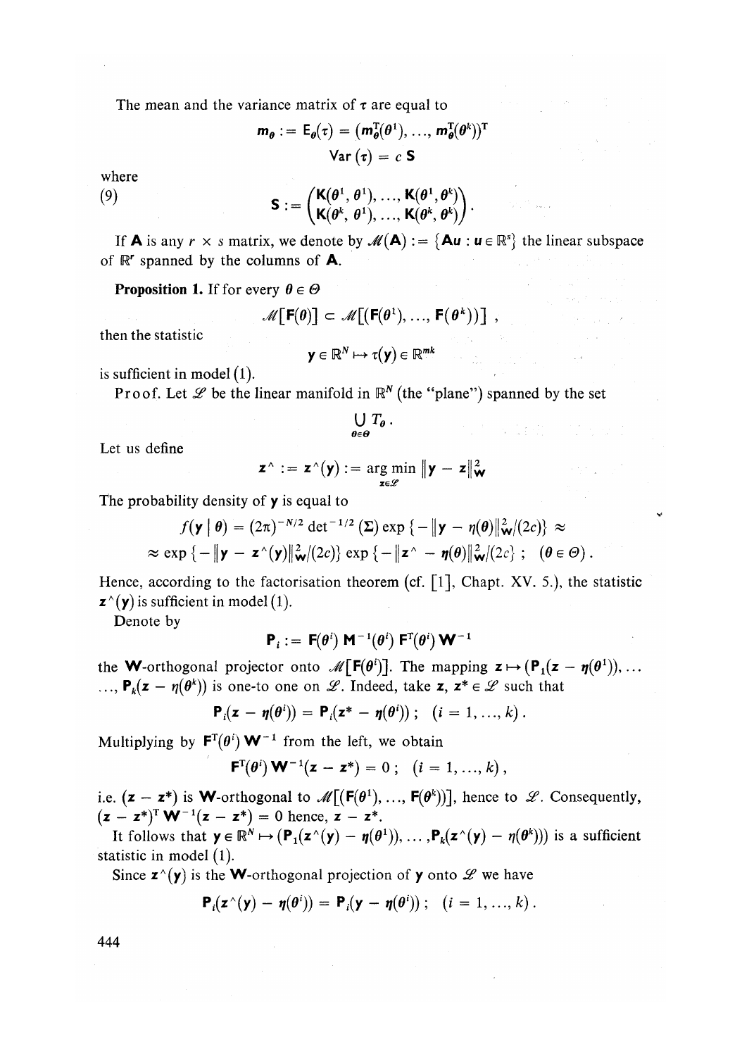The mean and the variance matrix of $\boldsymbol{\tau}$ are equal to

$$\boldsymbol{m}_{\boldsymbol{\theta}} := \mathsf{E}_{\boldsymbol{\theta}}(\boldsymbol{\tau}) = (\boldsymbol{m}_{\boldsymbol{\theta}}^{\mathrm{T}}(\boldsymbol{\theta}^1), \ldots, \boldsymbol{m}_{\boldsymbol{\theta}}^{\mathrm{T}}(\boldsymbol{\theta}^k))^{\mathrm{T}}$$

$$\operatorname{Var}(\boldsymbol{\tau}) = c\,\mathbf{S}$$

where

$$\mathbf{S} := \begin{pmatrix} \mathbf{K}(\boldsymbol{\theta}^1, \boldsymbol{\theta}^1), \ldots, \mathbf{K}(\boldsymbol{\theta}^1, \boldsymbol{\theta}^k) \\ \mathbf{K}(\boldsymbol{\theta}^k, \boldsymbol{\theta}^1), \ldots, \mathbf{K}(\boldsymbol{\theta}^k, \boldsymbol{\theta}^k) \end{pmatrix}. \tag{9}$$

If $\mathbf{A}$ is any $r \times s$ matrix, we denote by $\mathscr{M}(\mathbf{A}) := \{\mathbf{A}\boldsymbol{u} : \boldsymbol{u} \in \mathbb{R}^s\}$ the linear subspace of $\mathbb{R}^r$ spanned by the columns of $\mathbf{A}$.

**Proposition 1.** If for every $\boldsymbol{\theta} \in \Theta$

$$\mathscr{M}[\mathbf{F}(\boldsymbol{\theta})] \subset \mathscr{M}[(\mathbf{F}(\boldsymbol{\theta}^1), \ldots, \mathbf{F}(\boldsymbol{\theta}^k))],$$

then the statistic

$$\boldsymbol{y} \in \mathbb{R}^N \mapsto \boldsymbol{\tau}(\boldsymbol{y}) \in \mathbb{R}^{mk}$$

is sufficient in model (1).

Proof. Let $\mathscr{L}$ be the linear manifold in $\mathbb{R}^N$ (the "plane") spanned by the set

$$\bigcup_{\boldsymbol{\theta} \in \Theta} T_{\boldsymbol{\theta}}.$$

Let us define

$$\boldsymbol{z}^\wedge := \boldsymbol{z}^\wedge(\boldsymbol{y}) := \arg\min_{\boldsymbol{z} \in \mathscr{L}} \|\boldsymbol{y} - \boldsymbol{z}\|_{\mathbf{W}}^2$$

The probability density of $\boldsymbol{y}$ is equal to

$$f(\boldsymbol{y} \mid \boldsymbol{\theta}) = (2\pi)^{-N/2} \det^{-1/2}(\boldsymbol{\Sigma}) \exp\{-\|\boldsymbol{y} - \boldsymbol{\eta}(\boldsymbol{\theta})\|_{\mathbf{W}}^2/(2c)\} \approx$$

$$\approx \exp\{-\|\boldsymbol{y} - \boldsymbol{z}^\wedge(\boldsymbol{y})\|_{\mathbf{W}}^2/(2c)\} \exp\{-\|\boldsymbol{z}^\wedge - \boldsymbol{\eta}(\boldsymbol{\theta})\|_{\mathbf{W}}^2/(2c)\}\,; \quad (\boldsymbol{\theta} \in \Theta).$$

Hence, according to the factorisation theorem (cf. [1], Chapt. XV. 5.), the statistic $\boldsymbol{z}^\wedge(\boldsymbol{y})$ is sufficient in model (1).

Denote by

$$\mathbf{P}_i := \mathbf{F}(\boldsymbol{\theta}^i)\,\mathbf{M}^{-1}(\boldsymbol{\theta}^i)\,\mathbf{F}^{\mathrm{T}}(\boldsymbol{\theta}^i)\,\mathbf{W}^{-1}$$

the $\mathbf{W}$-orthogonal projector onto $\mathscr{M}[\mathbf{F}(\boldsymbol{\theta}^i)]$. The mapping $\boldsymbol{z} \mapsto (\mathbf{P}_1(\boldsymbol{z} - \boldsymbol{\eta}(\boldsymbol{\theta}^1)), \ldots, \mathbf{P}_k(\boldsymbol{z} - \boldsymbol{\eta}(\boldsymbol{\theta}^k))$ is one-to one on $\mathscr{L}$. Indeed, take $\boldsymbol{z}, \boldsymbol{z}^* \in \mathscr{L}$ such that

$$\mathbf{P}_i(\boldsymbol{z} - \boldsymbol{\eta}(\boldsymbol{\theta}^i)) = \mathbf{P}_i(\boldsymbol{z}^* - \boldsymbol{\eta}(\boldsymbol{\theta}^i))\,; \quad (i = 1, \ldots, k).$$

Multiplying by $\mathbf{F}^{\mathrm{T}}(\boldsymbol{\theta}^i)\,\mathbf{W}^{-1}$ from the left, we obtain

$$\mathbf{F}^{\mathrm{T}}(\boldsymbol{\theta}^i)\,\mathbf{W}^{-1}(\boldsymbol{z} - \boldsymbol{z}^*) = 0\,; \quad (i = 1, \ldots, k),$$

i.e. $(\boldsymbol{z} - \boldsymbol{z}^*)$ is $\mathbf{W}$-orthogonal to $\mathscr{M}[(\mathbf{F}(\boldsymbol{\theta}^1), \ldots, \mathbf{F}(\boldsymbol{\theta}^k))]$, hence to $\mathscr{L}$. Consequently, $(\boldsymbol{z} - \boldsymbol{z}^*)^{\mathrm{T}}\,\mathbf{W}^{-1}(\boldsymbol{z} - \boldsymbol{z}^*) = 0$ hence, $\boldsymbol{z} - \boldsymbol{z}^*$.

It follows that $\boldsymbol{y} \in \mathbb{R}^N \mapsto (\mathbf{P}_1(\boldsymbol{z}^\wedge(\boldsymbol{y}) - \boldsymbol{\eta}(\boldsymbol{\theta}^1)), \ldots, \mathbf{P}_k(\boldsymbol{z}^\wedge(\boldsymbol{y}) - \boldsymbol{\eta}(\boldsymbol{\theta}^k)))$ is a sufficient statistic in model (1).

Since $\boldsymbol{z}^\wedge(\boldsymbol{y})$ is the $\mathbf{W}$-orthogonal projection of $\boldsymbol{y}$ onto $\mathscr{L}$ we have

$$\mathbf{P}_i(\boldsymbol{z}^\wedge(\boldsymbol{y}) - \boldsymbol{\eta}(\boldsymbol{\theta}^i)) = \mathbf{P}_i(\boldsymbol{y} - \boldsymbol{\eta}(\boldsymbol{\theta}^i))\,; \quad (i = 1, \ldots, k).$$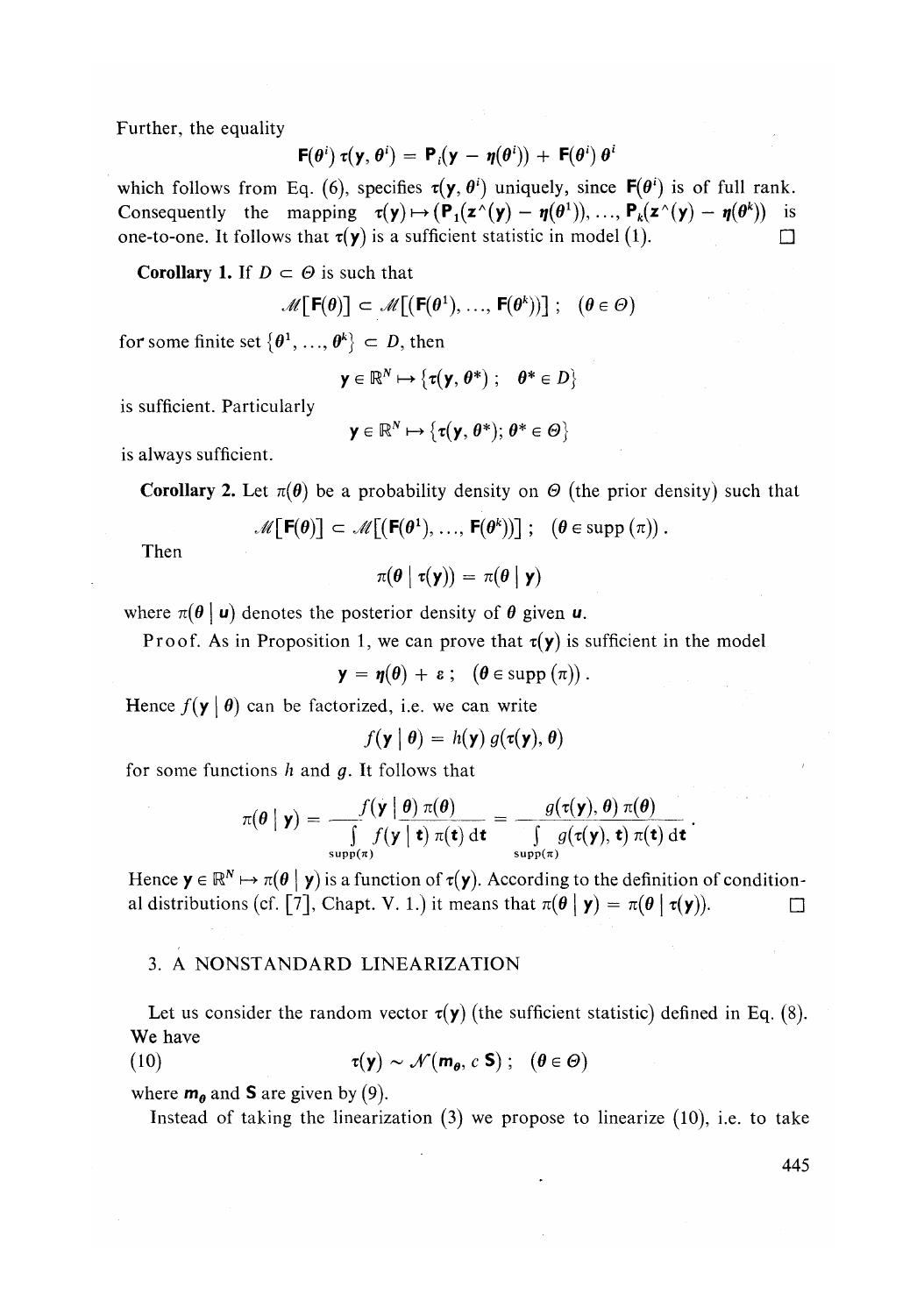Further, the equality

$$\mathbf{F}(\boldsymbol{\theta}^i)\,\boldsymbol{\tau}(\mathbf{y}, \boldsymbol{\theta}^i) = \mathbf{P}_i(\mathbf{y} - \boldsymbol{\eta}(\boldsymbol{\theta}^i)) + \mathbf{F}(\boldsymbol{\theta}^i)\,\boldsymbol{\theta}^i$$

which follows from Eq. (6), specifies $\boldsymbol{\tau}(\mathbf{y}, \boldsymbol{\theta}^i)$ uniquely, since $\mathbf{F}(\boldsymbol{\theta}^i)$ is of full rank. Consequently the mapping $\boldsymbol{\tau}(\mathbf{y}) \mapsto (\mathbf{P}_1(\mathbf{z}^\wedge(\mathbf{y}) - \boldsymbol{\eta}(\boldsymbol{\theta}^1)), \ldots, \mathbf{P}_k(\mathbf{z}^\wedge(\mathbf{y}) - \boldsymbol{\eta}(\boldsymbol{\theta}^k))$ is one-to-one. It follows that $\boldsymbol{\tau}(\mathbf{y})$ is a sufficient statistic in model (1). □

**Corollary 1.** If $D \subset \Theta$ is such that

$$\mathscr{M}[\mathbf{F}(\boldsymbol{\theta})] \subset \mathscr{M}[(\mathbf{F}(\boldsymbol{\theta}^1), \ldots, \mathbf{F}(\boldsymbol{\theta}^k))]\,; \quad (\boldsymbol{\theta} \in \Theta)$$

for some finite set $\{\boldsymbol{\theta}^1, \ldots, \boldsymbol{\theta}^k\} \subset D$, then

$$\mathbf{y} \in \mathbb{R}^N \mapsto \{\boldsymbol{\tau}(\mathbf{y}, \boldsymbol{\theta}^*)\,;\ \ \boldsymbol{\theta}^* \in D\}$$

is sufficient. Particularly

$$\mathbf{y} \in \mathbb{R}^N \mapsto \{\boldsymbol{\tau}(\mathbf{y}, \boldsymbol{\theta}^*);\ \boldsymbol{\theta}^* \in \Theta\}$$

is always sufficient.

**Corollary 2.** Let $\pi(\boldsymbol{\theta})$ be a probability density on $\Theta$ (the prior density) such that

$$\mathscr{M}[\mathbf{F}(\boldsymbol{\theta})] \subset \mathscr{M}[(\mathbf{F}(\boldsymbol{\theta}^1), \ldots, \mathbf{F}(\boldsymbol{\theta}^k))]\,; \quad (\boldsymbol{\theta} \in \operatorname{supp}(\pi))\,.$$

Then

$$\pi(\boldsymbol{\theta} \mid \boldsymbol{\tau}(\mathbf{y})) = \pi(\boldsymbol{\theta} \mid \mathbf{y})$$

where $\pi(\boldsymbol{\theta} \mid \mathbf{u})$ denotes the posterior density of $\boldsymbol{\theta}$ given $\mathbf{u}$.

Proof. As in Proposition 1, we can prove that $\boldsymbol{\tau}(\mathbf{y})$ is sufficient in the model

$$\mathbf{y} = \boldsymbol{\eta}(\boldsymbol{\theta}) + \boldsymbol{\varepsilon}\,; \quad (\boldsymbol{\theta} \in \operatorname{supp}(\pi))\,.$$

Hence $f(\mathbf{y} \mid \boldsymbol{\theta})$ can be factorized, i.e. we can write

$$f(\mathbf{y} \mid \boldsymbol{\theta}) = h(\mathbf{y})\, g(\boldsymbol{\tau}(\mathbf{y}), \boldsymbol{\theta})$$

for some functions $h$ and $g$. It follows that

$$\pi(\boldsymbol{\theta} \mid \mathbf{y}) = \frac{f(\mathbf{y} \mid \boldsymbol{\theta})\, \pi(\boldsymbol{\theta})}{\int_{\operatorname{supp}(\pi)} f(\mathbf{y} \mid \mathbf{t})\, \pi(\mathbf{t})\, \mathrm{d}\mathbf{t}} = \frac{g(\boldsymbol{\tau}(\mathbf{y}), \boldsymbol{\theta})\, \pi(\boldsymbol{\theta})}{\int_{\operatorname{supp}(\pi)} g(\boldsymbol{\tau}(\mathbf{y}), \mathbf{t})\, \pi(\mathbf{t})\, \mathrm{d}\mathbf{t}}\,.$$

Hence $\mathbf{y} \in \mathbb{R}^N \mapsto \pi(\boldsymbol{\theta} \mid \mathbf{y})$ is a function of $\boldsymbol{\tau}(\mathbf{y})$. According to the definition of conditional distributions (cf. [7], Chapt. V. 1.) it means that $\pi(\boldsymbol{\theta} \mid \mathbf{y}) = \pi(\boldsymbol{\theta} \mid \boldsymbol{\tau}(\mathbf{y}))$. □

## 3. A NONSTANDARD LINEARIZATION

Let us consider the random vector $\boldsymbol{\tau}(\mathbf{y})$ (the sufficient statistic) defined in Eq. (8). We have

$$\boldsymbol{\tau}(\mathbf{y}) \sim \mathscr{N}(\mathbf{m}_{\boldsymbol{\theta}}, c\,\mathbf{S})\,; \quad (\boldsymbol{\theta} \in \Theta) \tag{10}$$

where $\mathbf{m}_{\boldsymbol{\theta}}$ and $\mathbf{S}$ are given by (9).

Instead of taking the linearization (3) we propose to linearize (10), i.e. to take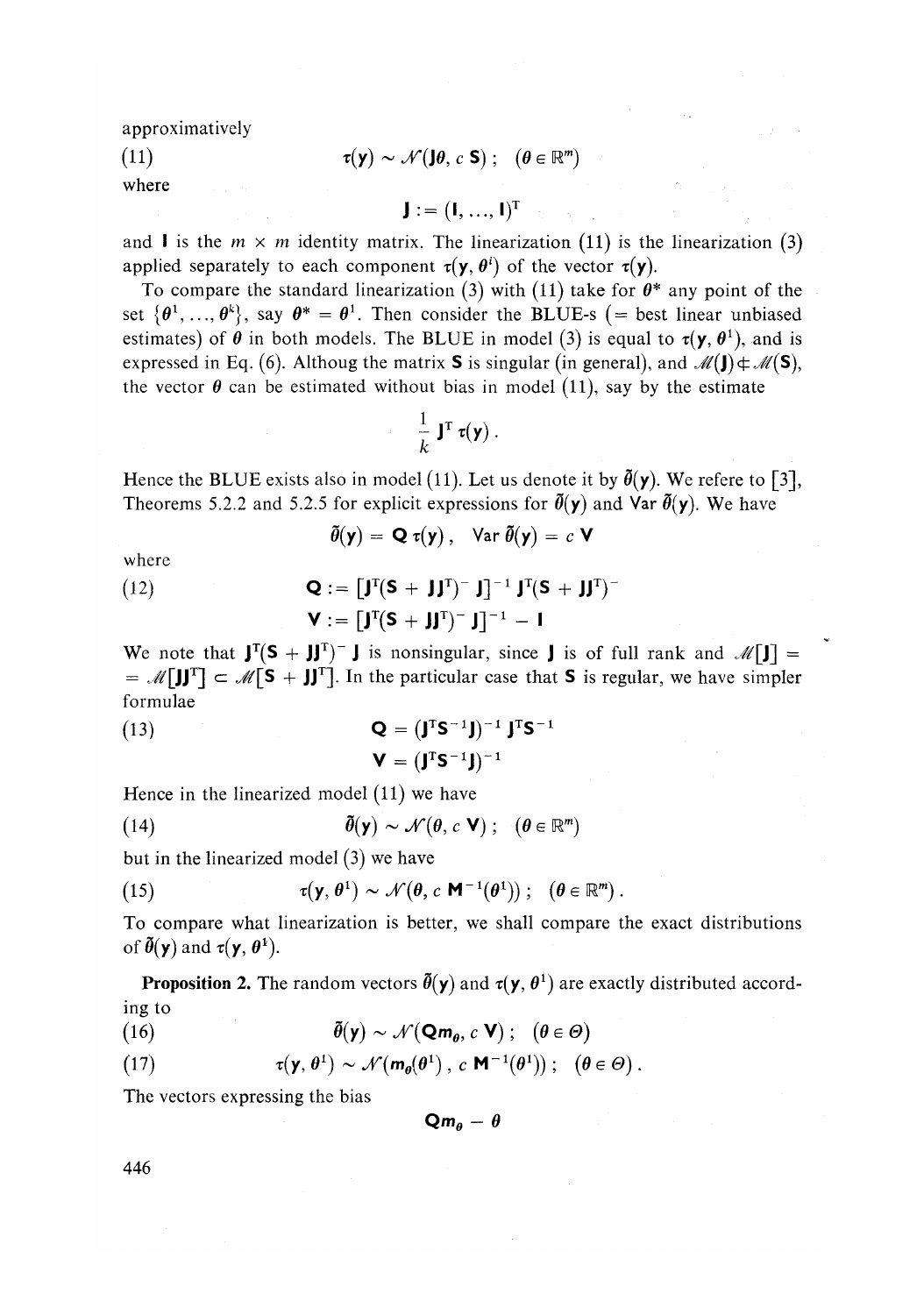approximatively

$$\tau(\mathbf{y}) \sim \mathcal{N}(\mathbf{J}\boldsymbol{\theta}, c\,\mathbf{S})\,; \quad (\boldsymbol{\theta} \in \mathbb{R}^m) \tag{11}$$

where

$$\mathbf{J} := (\mathbf{I}, \ldots, \mathbf{I})^{\mathrm{T}}$$

and $\mathbf{I}$ is the $m \times m$ identity matrix. The linearization (11) is the linearization (3) applied separately to each component $\tau(\mathbf{y}, \boldsymbol{\theta}^i)$ of the vector $\tau(\mathbf{y})$.

To compare the standard linearization (3) with (11) take for $\boldsymbol{\theta}^*$ any point of the set $\{\boldsymbol{\theta}^1, \ldots, \boldsymbol{\theta}^k\}$, say $\boldsymbol{\theta}^* = \boldsymbol{\theta}^1$. Then consider the BLUE-s (= best linear unbiased estimates) of $\boldsymbol{\theta}$ in both models. The BLUE in model (3) is equal to $\tau(\mathbf{y}, \boldsymbol{\theta}^1)$, and is expressed in Eq. (6). Althoug the matrix $\mathbf{S}$ is singular (in general), and $\mathcal{M}(\mathbf{J}) \not\subset \mathcal{M}(\mathbf{S})$, the vector $\boldsymbol{\theta}$ can be estimated without bias in model (11), say by the estimate

$$\frac{1}{k}\,\mathbf{J}^{\mathrm{T}}\,\tau(\mathbf{y})\,.$$

Hence the BLUE exists also in model (11). Let us denote it by $\tilde{\boldsymbol{\theta}}(\mathbf{y})$. We refere to [3], Theorems 5.2.2 and 5.2.5 for explicit expressions for $\tilde{\boldsymbol{\theta}}(\mathbf{y})$ and $\mathrm{Var}\,\tilde{\boldsymbol{\theta}}(\mathbf{y})$. We have

$$\tilde{\boldsymbol{\theta}}(\mathbf{y}) = \mathbf{Q}\,\tau(\mathbf{y})\,, \quad \mathrm{Var}\,\tilde{\boldsymbol{\theta}}(\mathbf{y}) = c\,\mathbf{V}$$

where

$$\begin{aligned} \mathbf{Q} &:= [\mathbf{J}^{\mathrm{T}}(\mathbf{S} + \mathbf{J}\mathbf{J}^{\mathrm{T}})^{-}\,\mathbf{J}]^{-1}\,\mathbf{J}^{\mathrm{T}}(\mathbf{S} + \mathbf{J}\mathbf{J}^{\mathrm{T}})^{-} \\ \mathbf{V} &:= [\mathbf{J}^{\mathrm{T}}(\mathbf{S} + \mathbf{J}\mathbf{J}^{\mathrm{T}})^{-}\,\mathbf{J}]^{-1} - \mathbf{I} \end{aligned} \tag{12}$$

We note that $\mathbf{J}^{\mathrm{T}}(\mathbf{S} + \mathbf{J}\mathbf{J}^{\mathrm{T}})^{-}\,\mathbf{J}$ is nonsingular, since $\mathbf{J}$ is of full rank and $\mathcal{M}[\mathbf{J}] = \mathcal{M}[\mathbf{J}\mathbf{J}^{\mathrm{T}}] \subset \mathcal{M}[\mathbf{S} + \mathbf{J}\mathbf{J}^{\mathrm{T}}]$. In the particular case that $\mathbf{S}$ is regular, we have simpler formulae

$$\begin{aligned} \mathbf{Q} &= (\mathbf{J}^{\mathrm{T}}\mathbf{S}^{-1}\mathbf{J})^{-1}\,\mathbf{J}^{\mathrm{T}}\mathbf{S}^{-1} \\ \mathbf{V} &= (\mathbf{J}^{\mathrm{T}}\mathbf{S}^{-1}\mathbf{J})^{-1} \end{aligned} \tag{13}$$

Hence in the linearized model (11) we have

$$\tilde{\boldsymbol{\theta}}(\mathbf{y}) \sim \mathcal{N}(\boldsymbol{\theta}, c\,\mathbf{V})\,; \quad (\boldsymbol{\theta} \in \mathbb{R}^m) \tag{14}$$

but in the linearized model (3) we have

$$\tau(\mathbf{y}, \boldsymbol{\theta}^1) \sim \mathcal{N}(\boldsymbol{\theta}, c\,\mathbf{M}^{-1}(\boldsymbol{\theta}^1))\,; \quad (\boldsymbol{\theta} \in \mathbb{R}^m)\,. \tag{15}$$

To compare what linearization is better, we shall compare the exact distributions of $\tilde{\boldsymbol{\theta}}(\mathbf{y})$ and $\tau(\mathbf{y}, \boldsymbol{\theta}^1)$.

**Proposition 2.** The random vectors $\tilde{\boldsymbol{\theta}}(\mathbf{y})$ and $\tau(\mathbf{y}, \boldsymbol{\theta}^1)$ are exactly distributed according to

$$\tilde{\boldsymbol{\theta}}(\mathbf{y}) \sim \mathcal{N}(\mathbf{Q}\mathbf{m}_{\boldsymbol{\theta}}, c\,\mathbf{V})\,; \quad (\boldsymbol{\theta} \in \Theta) \tag{16}$$

$$\tau(\mathbf{y}, \boldsymbol{\theta}^1) \sim \mathcal{N}(\mathbf{m}_{\boldsymbol{\theta}}(\boldsymbol{\theta}^1)\,, c\,\mathbf{M}^{-1}(\boldsymbol{\theta}^1))\,; \quad (\boldsymbol{\theta} \in \Theta)\,. \tag{17}$$

The vectors expressing the bias

$$\mathbf{Q}\mathbf{m}_{\boldsymbol{\theta}} - \boldsymbol{\theta}$$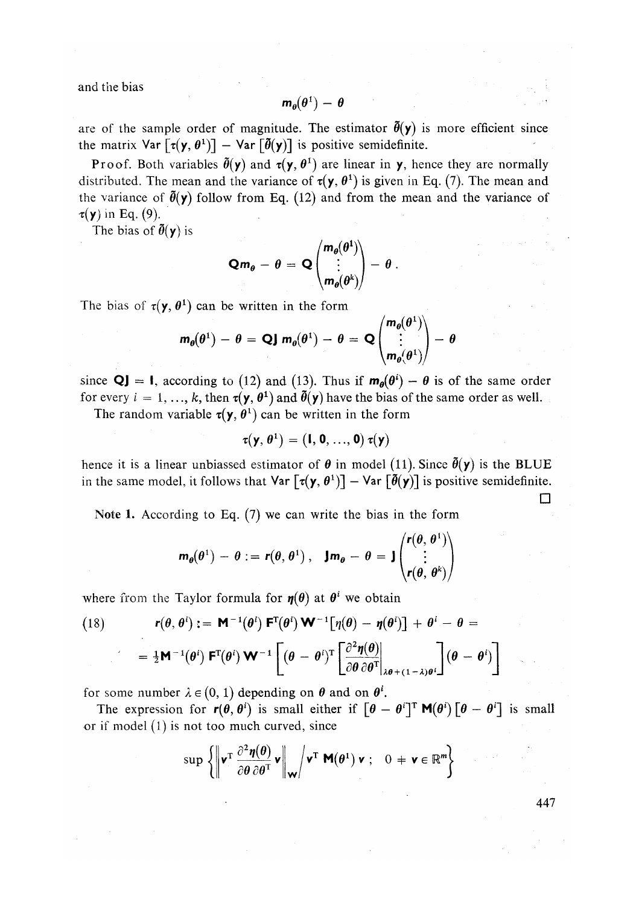and the bias

$$\boldsymbol{m}_\theta(\boldsymbol{\theta}^1) - \boldsymbol{\theta}$$

are of the sample order of magnitude. The estimator $\tilde{\boldsymbol{\theta}}(\mathbf{y})$ is more efficient since the matrix $\mathsf{Var}\left[\boldsymbol{\tau}(\mathbf{y}, \boldsymbol{\theta}^1)\right] - \mathsf{Var}\left[\tilde{\boldsymbol{\theta}}(\mathbf{y})\right]$ is positive semidefinite.

Proof. Both variables $\tilde{\boldsymbol{\theta}}(\mathbf{y})$ and $\boldsymbol{\tau}(\mathbf{y}, \boldsymbol{\theta}^1)$ are linear in $\mathbf{y}$, hence they are normally distributed. The mean and the variance of $\boldsymbol{\tau}(\mathbf{y}, \boldsymbol{\theta}^1)$ is given in Eq. (7). The mean and the variance of $\tilde{\boldsymbol{\theta}}(\mathbf{y})$ follow from Eq. (12) and from the mean and the variance of $\boldsymbol{\tau}(\mathbf{y})$ in Eq. (9).

The bias of $\tilde{\boldsymbol{\theta}}(\mathbf{y})$ is

$$\mathbf{Q}\boldsymbol{m}_\theta - \boldsymbol{\theta} = \mathbf{Q}\begin{pmatrix} \boldsymbol{m}_\theta(\boldsymbol{\theta}^1) \\ \vdots \\ \boldsymbol{m}_\theta(\boldsymbol{\theta}^k) \end{pmatrix} - \boldsymbol{\theta}\,.$$

The bias of $\boldsymbol{\tau}(\mathbf{y}, \boldsymbol{\theta}^1)$ can be written in the form

$$\boldsymbol{m}_\theta(\boldsymbol{\theta}^1) - \boldsymbol{\theta} = \mathbf{QJ}\, \boldsymbol{m}_\theta(\boldsymbol{\theta}^1) - \boldsymbol{\theta} = \mathbf{Q}\begin{pmatrix} \boldsymbol{m}_\theta(\boldsymbol{\theta}^1) \\ \vdots \\ \boldsymbol{m}_\theta(\boldsymbol{\theta}^1) \end{pmatrix} - \boldsymbol{\theta}$$

since $\mathbf{QJ} = \mathbf{I}$, according to (12) and (13). Thus if $\boldsymbol{m}_\theta(\boldsymbol{\theta}^i) - \boldsymbol{\theta}$ is of the same order for every $i = 1, \ldots, k$, then $\boldsymbol{\tau}(\mathbf{y}, \boldsymbol{\theta}^1)$ and $\tilde{\boldsymbol{\theta}}(\mathbf{y})$ have the bias of the same order as well.

The random variable $\boldsymbol{\tau}(\mathbf{y}, \boldsymbol{\theta}^1)$ can be written in the form

$$\boldsymbol{\tau}(\mathbf{y}, \boldsymbol{\theta}^1) = (\mathbf{I}, \mathbf{0}, \ldots, \mathbf{0})\, \boldsymbol{\tau}(\mathbf{y})$$

hence it is a linear unbiassed estimator of $\boldsymbol{\theta}$ in model (11). Since $\tilde{\boldsymbol{\theta}}(\mathbf{y})$ is the BLUE in the same model, it follows that $\mathsf{Var}\left[\boldsymbol{\tau}(\mathbf{y}, \boldsymbol{\theta}^1)\right] - \mathsf{Var}\left[\tilde{\boldsymbol{\theta}}(\mathbf{y})\right]$ is positive semidefinite. □

**Note 1.** According to Eq. (7) we can write the bias in the form

$$\boldsymbol{m}_\theta(\boldsymbol{\theta}^1) - \boldsymbol{\theta} := \boldsymbol{r}(\boldsymbol{\theta}, \boldsymbol{\theta}^1)\,, \quad \mathbf{J}\boldsymbol{m}_\theta - \boldsymbol{\theta} = \mathbf{J}\begin{pmatrix} \boldsymbol{r}(\boldsymbol{\theta}, \boldsymbol{\theta}^1) \\ \vdots \\ \boldsymbol{r}(\boldsymbol{\theta}, \boldsymbol{\theta}^k) \end{pmatrix}$$

where from the Taylor formula for $\boldsymbol{\eta}(\boldsymbol{\theta})$ at $\boldsymbol{\theta}^i$ we obtain

$$\begin{aligned}(18) \qquad \boldsymbol{r}(\boldsymbol{\theta}, \boldsymbol{\theta}^i) &:= \mathbf{M}^{-1}(\boldsymbol{\theta}^i)\, \mathbf{F}^{\mathrm{T}}(\boldsymbol{\theta}^i)\, \mathbf{W}^{-1}\left[\boldsymbol{\eta}(\boldsymbol{\theta}) - \boldsymbol{\eta}(\boldsymbol{\theta}^i)\right] + \boldsymbol{\theta}^i - \boldsymbol{\theta} = \\ &= \tfrac{1}{2}\mathbf{M}^{-1}(\boldsymbol{\theta}^i)\, \mathbf{F}^{\mathrm{T}}(\boldsymbol{\theta}^i)\, \mathbf{W}^{-1}\left[(\boldsymbol{\theta} - \boldsymbol{\theta}^i)^{\mathrm{T}}\left[\frac{\partial^2 \boldsymbol{\eta}(\boldsymbol{\theta})}{\partial \boldsymbol{\theta}\, \partial \boldsymbol{\theta}^{\mathrm{T}}}\bigg|_{\lambda\boldsymbol{\theta} + (1-\lambda)\boldsymbol{\theta}^i}\right](\boldsymbol{\theta} - \boldsymbol{\theta}^i)\right]\end{aligned}$$

for some number $\lambda \in (0, 1)$ depending on $\boldsymbol{\theta}$ and on $\boldsymbol{\theta}^i$.

The expression for $\boldsymbol{r}(\boldsymbol{\theta}, \boldsymbol{\theta}^i)$ is small either if $\left[\boldsymbol{\theta} - \boldsymbol{\theta}^i\right]^{\mathrm{T}} \mathbf{M}(\boldsymbol{\theta}^i)\left[\boldsymbol{\theta} - \boldsymbol{\theta}^i\right]$ is small or if model (1) is not too much curved, since

$$\sup\left\{\left\|\mathbf{v}^{\mathrm{T}} \frac{\partial^2 \boldsymbol{\eta}(\boldsymbol{\theta})}{\partial \boldsymbol{\theta}\, \partial \boldsymbol{\theta}^{\mathrm{T}}}\, \mathbf{v}\right\|_{\mathbf{W}} \Big/ \mathbf{v}^{\mathrm{T}}\, \mathbf{M}(\boldsymbol{\theta}^1)\, \mathbf{v}\,;\ \ 0 \neq \mathbf{v} \in \mathbb{R}^m\right\}$$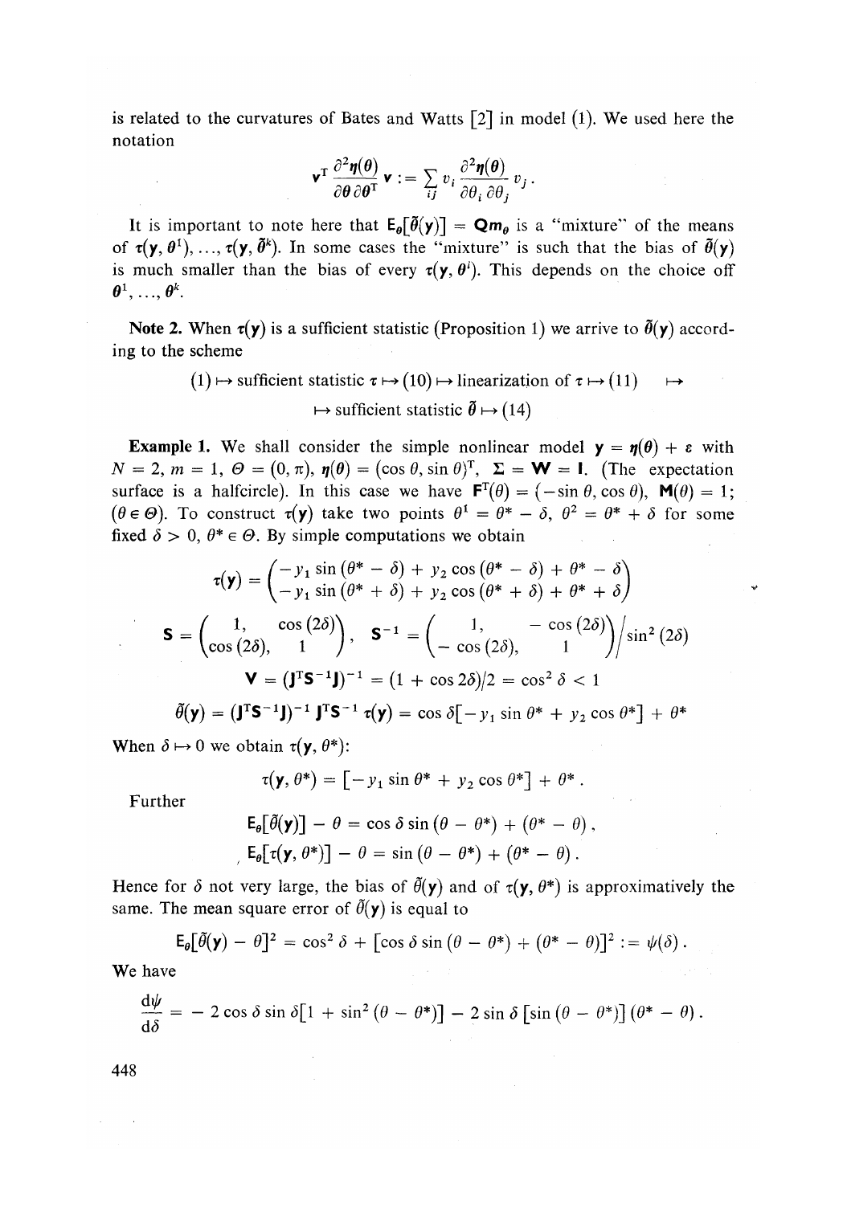is related to the curvatures of Bates and Watts [2] in model (1). We used here the notation

$$\mathbf{v}^{\mathrm{T}} \frac{\partial^2 \boldsymbol{\eta}(\boldsymbol{\theta})}{\partial \boldsymbol{\theta}\, \partial \boldsymbol{\theta}^{\mathrm{T}}} \mathbf{v} := \sum_{ij} v_i \frac{\partial^2 \boldsymbol{\eta}(\boldsymbol{\theta})}{\partial \theta_i\, \partial \theta_j} v_j .$$

It is important to note here that $\mathsf{E}_{\boldsymbol{\theta}}[\tilde{\boldsymbol{\theta}}(\mathbf{y})] = \mathbf{Q}\mathbf{m}_{\boldsymbol{\theta}}$ is a "mixture" of the means of $\boldsymbol{\tau}(\mathbf{y}, \boldsymbol{\theta}^1), \ldots, \boldsymbol{\tau}(\mathbf{y}, \tilde{\boldsymbol{\theta}}^k)$. In some cases the "mixture" is such that the bias of $\tilde{\boldsymbol{\theta}}(\mathbf{y})$ is much smaller than the bias of every $\boldsymbol{\tau}(\mathbf{y}, \boldsymbol{\theta}^i)$. This depends on the choice off $\boldsymbol{\theta}^1, \ldots, \boldsymbol{\theta}^k$.

**Note 2.** When $\boldsymbol{\tau}(\mathbf{y})$ is a sufficient statistic (Proposition 1) we arrive to $\tilde{\boldsymbol{\theta}}(\mathbf{y})$ according to the scheme

$$(1) \mapsto \text{sufficient statistic } \boldsymbol{\tau} \mapsto (10) \mapsto \text{linearization of } \boldsymbol{\tau} \mapsto (11) \mapsto$$
$$\mapsto \text{sufficient statistic } \tilde{\boldsymbol{\theta}} \mapsto (14)$$

**Example 1.** We shall consider the simple nonlinear model $\mathbf{y} = \boldsymbol{\eta}(\boldsymbol{\theta}) + \boldsymbol{\varepsilon}$ with $N = 2$, $m = 1$, $\Theta = (0, \pi)$, $\boldsymbol{\eta}(\theta) = (\cos \theta, \sin \theta)^{\mathrm{T}}$, $\boldsymbol{\Sigma} = \mathbf{W} = \mathbf{I}$. (The expectation surface is a halfcircle). In this case we have $\mathbf{F}^{\mathrm{T}}(\theta) = (-\sin \theta, \cos \theta)$, $\mathbf{M}(\theta) = 1$; $(\theta \in \Theta)$. To construct $\boldsymbol{\tau}(\mathbf{y})$ take two points $\theta^1 = \theta^* - \delta$, $\theta^2 = \theta^* + \delta$ for some fixed $\delta > 0$, $\theta^* \in \Theta$. By simple computations we obtain

$$\boldsymbol{\tau}(\mathbf{y}) = \begin{pmatrix} -y_1 \sin(\theta^* - \delta) + y_2 \cos(\theta^* - \delta) + \theta^* - \delta \\ -y_1 \sin(\theta^* + \delta) + y_2 \cos(\theta^* + \delta) + \theta^* + \delta \end{pmatrix}$$

$$\mathbf{S} = \begin{pmatrix} 1, & \cos(2\delta) \\ \cos(2\delta), & 1 \end{pmatrix}, \quad \mathbf{S}^{-1} = \begin{pmatrix} 1, & -\cos(2\delta) \\ -\cos(2\delta), & 1 \end{pmatrix} \Big/ \sin^2(2\delta)$$

$$\mathbf{V} = (\mathbf{J}^{\mathrm{T}} \mathbf{S}^{-1} \mathbf{J})^{-1} = (1 + \cos 2\delta)/2 = \cos^2 \delta < 1$$

$$\tilde{\theta}(\mathbf{y}) = (\mathbf{J}^{\mathrm{T}} \mathbf{S}^{-1} \mathbf{J})^{-1} \mathbf{J}^{\mathrm{T}} \mathbf{S}^{-1} \boldsymbol{\tau}(\mathbf{y}) = \cos \delta [-y_1 \sin \theta^* + y_2 \cos \theta^*] + \theta^*$$

When $\delta \mapsto 0$ we obtain $\tau(\mathbf{y}, \theta^*)$:

$$\tau(\mathbf{y}, \theta^*) = [-y_1 \sin \theta^* + y_2 \cos \theta^*] + \theta^* .$$

Further

$$\mathsf{E}_\theta[\tilde{\theta}(\mathbf{y})] - \theta = \cos \delta \sin(\theta - \theta^*) + (\theta^* - \theta),$$
$$\mathsf{E}_\theta[\tau(\mathbf{y}, \theta^*)] - \theta = \sin(\theta - \theta^*) + (\theta^* - \theta).$$

Hence for $\delta$ not very large, the bias of $\tilde{\theta}(\mathbf{y})$ and of $\tau(\mathbf{y}, \theta^*)$ is approximatively the same. The mean square error of $\tilde{\theta}(\mathbf{y})$ is equal to

$$\mathsf{E}_\theta[\tilde{\theta}(\mathbf{y}) - \theta]^2 = \cos^2 \delta + [\cos \delta \sin(\theta - \theta^*) + (\theta^* - \theta)]^2 := \psi(\delta).$$

We have

$$\frac{\mathrm{d}\psi}{\mathrm{d}\delta} = -2 \cos \delta \sin \delta [1 + \sin^2(\theta - \theta^*)] - 2 \sin \delta [\sin(\theta - \theta^*)] (\theta^* - \theta).$$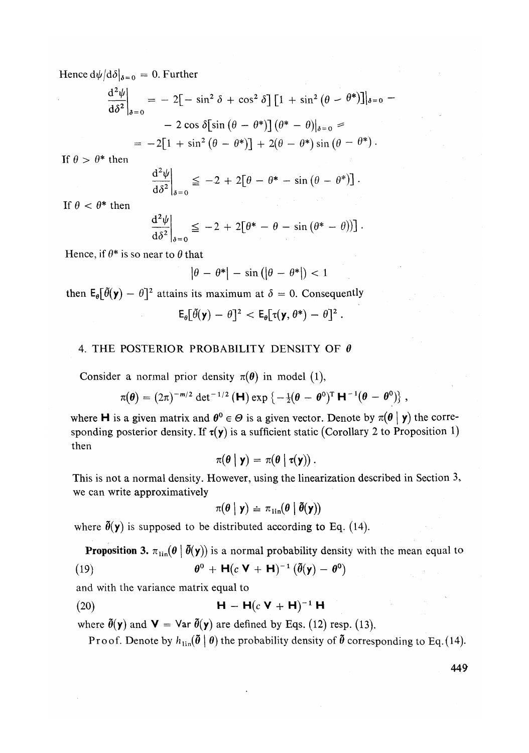Hence $\mathrm{d}\psi/\mathrm{d}\delta|_{\delta=0} = 0$. Further

$$\left.\frac{\mathrm{d}^2\psi}{\mathrm{d}\delta^2}\right|_{\delta=0} = -2[-\sin^2\delta + \cos^2\delta][1 + \sin^2(\theta - \theta^*)]|_{\delta=0} - $$

$$- 2\cos\delta[\sin(\theta - \theta^*)](\theta^* - \theta)|_{\delta=0} =$$

$$= -2[1 + \sin^2(\theta - \theta^*)] + 2(\theta - \theta^*)\sin(\theta - \theta^*).$$

If $\theta > \theta^*$ then

$$\left.\frac{\mathrm{d}^2\psi}{\mathrm{d}\delta^2}\right|_{\delta=0} \leqq -2 + 2[\theta - \theta^* - \sin(\theta - \theta^*)].$$

If $\theta < \theta^*$ then

$$\left.\frac{\mathrm{d}^2\psi}{\mathrm{d}\delta^2}\right|_{\delta=0} \leqq -2 + 2[\theta^* - \theta - \sin(\theta^* - \theta))].$$

Hence, if $\theta^*$ is so near to $\theta$ that

$$|\theta - \theta^*| - \sin(|\theta - \theta^*|) < 1$$

then $\mathrm{E}_\theta[\tilde{\theta}(\mathbf{y}) - \theta]^2$ attains its maximum at $\delta = 0$. Consequently

$$\mathrm{E}_\theta[\tilde{\theta}(\mathbf{y}) - \theta]^2 < \mathrm{E}_\theta[\tau(\mathbf{y}, \theta^*) - \theta]^2.$$

## 4. THE POSTERIOR PROBABILITY DENSITY OF $\boldsymbol{\theta}$

Consider a normal prior density $\pi(\boldsymbol{\theta})$ in model (1),

$$\pi(\boldsymbol{\theta}) = (2\pi)^{-m/2}\det^{-1/2}(\mathbf{H})\exp\{-\tfrac{1}{2}(\boldsymbol{\theta} - \boldsymbol{\theta}^0)^{\mathrm{T}}\mathbf{H}^{-1}(\boldsymbol{\theta} - \boldsymbol{\theta}^0)\},$$

where $\mathbf{H}$ is a given matrix and $\boldsymbol{\theta}^0 \in \Theta$ is a given vector. Denote by $\pi(\boldsymbol{\theta} \mid \mathbf{y})$ the corresponding posterior density. If $\boldsymbol{\tau}(\mathbf{y})$ is a sufficient static (Corollary 2 to Proposition 1) then

$$\pi(\boldsymbol{\theta} \mid \mathbf{y}) = \pi(\boldsymbol{\theta} \mid \boldsymbol{\tau}(\mathbf{y})).$$

This is not a normal density. However, using the linearization described in Section 3, we can write approximately

$$\pi(\boldsymbol{\theta} \mid \mathbf{y}) \doteq \pi_{\mathrm{lin}}(\boldsymbol{\theta} \mid \tilde{\boldsymbol{\theta}}(\mathbf{y}))$$

where $\tilde{\boldsymbol{\theta}}(\mathbf{y})$ is supposed to be distributed according to Eq. (14).

**Proposition 3.** $\pi_{\mathrm{lin}}(\boldsymbol{\theta} \mid \tilde{\boldsymbol{\theta}}(\mathbf{y}))$ is a normal probability density with the mean equal to

$$\boldsymbol{\theta}^0 + \mathbf{H}(c\,\mathbf{V} + \mathbf{H})^{-1}(\tilde{\boldsymbol{\theta}}(\mathbf{y}) - \boldsymbol{\theta}^0) \tag{19}$$

and with the variance matrix equal to

$$\mathbf{H} - \mathbf{H}(c\,\mathbf{V} + \mathbf{H})^{-1}\mathbf{H} \tag{20}$$

where $\tilde{\boldsymbol{\theta}}(\mathbf{y})$ and $\mathbf{V} = \mathrm{Var}\,\tilde{\boldsymbol{\theta}}(\mathbf{y})$ are defined by Eqs. (12) resp. (13).

Proof. Denote by $h_{\mathrm{lin}}(\tilde{\boldsymbol{\theta}} \mid \boldsymbol{\theta})$ the probability density of $\tilde{\boldsymbol{\theta}}$ corresponding to Eq. (14).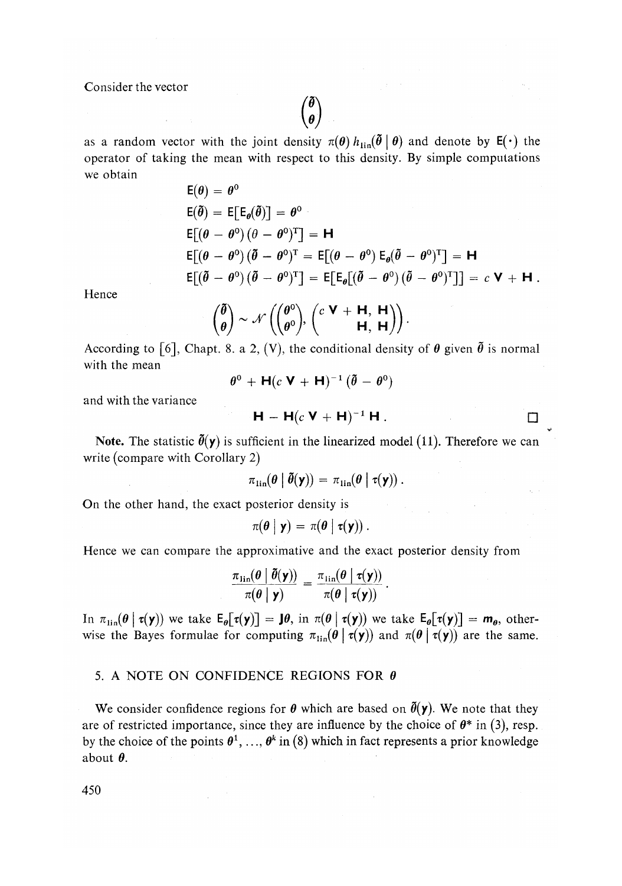Consider the vector

$$\begin{pmatrix} \tilde{\boldsymbol{\theta}} \\ \boldsymbol{\theta} \end{pmatrix}$$

as a random vector with the joint density $\pi(\boldsymbol{\theta})\, h_{\text{lin}}(\tilde{\boldsymbol{\theta}} \mid \boldsymbol{\theta})$ and denote by $\mathsf{E}(\cdot)$ the operator of taking the mean with respect to this density. By simple computations we obtain

$$\mathsf{E}(\boldsymbol{\theta}) = \boldsymbol{\theta}^0$$

$$\mathsf{E}(\tilde{\boldsymbol{\theta}}) = \mathsf{E}[\mathsf{E}_{\boldsymbol{\theta}}(\tilde{\boldsymbol{\theta}})] = \boldsymbol{\theta}^0$$

$$\mathsf{E}[(\boldsymbol{\theta} - \boldsymbol{\theta}^0)(\boldsymbol{\theta} - \boldsymbol{\theta}^0)^{\mathrm{T}}] = \mathbf{H}$$

$$\mathsf{E}[(\boldsymbol{\theta} - \boldsymbol{\theta}^0)(\tilde{\boldsymbol{\theta}} - \boldsymbol{\theta}^0)^{\mathrm{T}} = \mathsf{E}[(\boldsymbol{\theta} - \boldsymbol{\theta}^0)\, \mathsf{E}_{\boldsymbol{\theta}}(\tilde{\boldsymbol{\theta}} - \boldsymbol{\theta}^0)^{\mathrm{T}}] = \mathbf{H}$$

$$\mathsf{E}[(\tilde{\boldsymbol{\theta}} - \boldsymbol{\theta}^0)(\tilde{\boldsymbol{\theta}} - \boldsymbol{\theta}^0)^{\mathrm{T}}] = \mathsf{E}[\mathsf{E}_{\boldsymbol{\theta}}[(\tilde{\boldsymbol{\theta}} - \boldsymbol{\theta}^0)(\tilde{\boldsymbol{\theta}} - \boldsymbol{\theta}^0)^{\mathrm{T}}]] = c\,\mathbf{V} + \mathbf{H}\,.$$

Hence

$$\begin{pmatrix} \tilde{\boldsymbol{\theta}} \\ \boldsymbol{\theta} \end{pmatrix} \sim \mathcal{N}\left( \begin{pmatrix} \boldsymbol{\theta}^0 \\ \boldsymbol{\theta}^0 \end{pmatrix}, \begin{pmatrix} c\,\mathbf{V} + \mathbf{H}, & \mathbf{H} \\ \mathbf{H}, & \mathbf{H} \end{pmatrix} \right).$$

According to [6], Chapt. 8. a 2, (V), the conditional density of $\boldsymbol{\theta}$ given $\tilde{\boldsymbol{\theta}}$ is normal with the mean

$$\boldsymbol{\theta}^0 + \mathbf{H}(c\,\mathbf{V} + \mathbf{H})^{-1}(\tilde{\boldsymbol{\theta}} - \boldsymbol{\theta}^0)$$

and with the variance

$$\mathbf{H} - \mathbf{H}(c\,\mathbf{V} + \mathbf{H})^{-1}\,\mathbf{H}\,. \qquad \square$$

**Note.** The statistic $\tilde{\boldsymbol{\theta}}(\mathbf{y})$ is sufficient in the linearized model (11). Therefore we can write (compare with Corollary 2)

$$\pi_{\text{lin}}(\boldsymbol{\theta} \mid \tilde{\boldsymbol{\theta}}(\mathbf{y})) = \pi_{\text{lin}}(\boldsymbol{\theta} \mid \boldsymbol{\tau}(\mathbf{y}))\,.$$

On the other hand, the exact posterior density is

$$\pi(\boldsymbol{\theta} \mid \mathbf{y}) = \pi(\boldsymbol{\theta} \mid \boldsymbol{\tau}(\mathbf{y}))\,.$$

Hence we can compare the approximative and the exact posterior density from

$$\frac{\pi_{\text{lin}}(\boldsymbol{\theta} \mid \tilde{\boldsymbol{\theta}}(\mathbf{y}))}{\pi(\boldsymbol{\theta} \mid \mathbf{y})} = \frac{\pi_{\text{lin}}(\boldsymbol{\theta} \mid \boldsymbol{\tau}(\mathbf{y}))}{\pi(\boldsymbol{\theta} \mid \boldsymbol{\tau}(\mathbf{y}))}\,.$$

In $\pi_{\text{lin}}(\boldsymbol{\theta} \mid \boldsymbol{\tau}(\mathbf{y}))$ we take $\mathsf{E}_{\boldsymbol{\theta}}[\boldsymbol{\tau}(\mathbf{y})] = \mathbf{J}\boldsymbol{\theta}$, in $\pi(\boldsymbol{\theta} \mid \boldsymbol{\tau}(\mathbf{y}))$ we take $\mathsf{E}_{\boldsymbol{\theta}}[\boldsymbol{\tau}(\mathbf{y})] = \mathbf{m}_{\boldsymbol{\theta}}$, otherwise the Bayes formulae for computing $\pi_{\text{lin}}(\boldsymbol{\theta} \mid \boldsymbol{\tau}(\mathbf{y}))$ and $\pi(\boldsymbol{\theta} \mid \boldsymbol{\tau}(\mathbf{y}))$ are the same.

## 5. A NOTE ON CONFIDENCE REGIONS FOR $\boldsymbol{\theta}$

We consider confidence regions for $\boldsymbol{\theta}$ which are based on $\tilde{\boldsymbol{\theta}}(\mathbf{y})$. We note that they are of restricted importance, since they are influence by the choice of $\boldsymbol{\theta}^*$ in (3), resp. by the choice of the points $\boldsymbol{\theta}^1, \ldots, \boldsymbol{\theta}^k$ in (8) which in fact represents a prior knowledge about $\boldsymbol{\theta}$.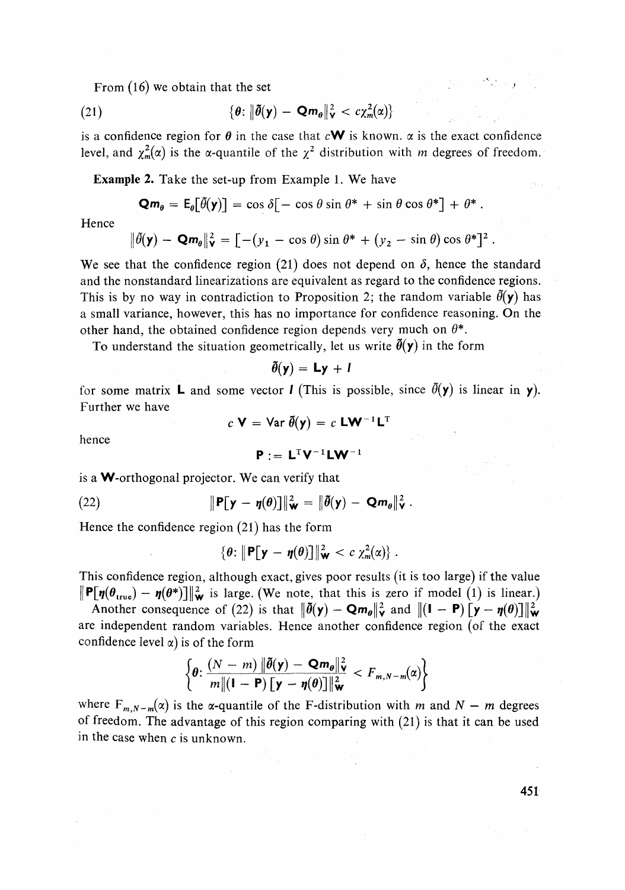From (16) we obtain that the set

$$\{\boldsymbol{\theta}: \|\tilde{\theta}(\mathbf{y}) - \mathbf{Q}\mathbf{m}_{\theta}\|^2_{\mathbf{V}} < c\chi^2_m(\alpha)\} \tag{21}$$

is a confidence region for $\boldsymbol{\theta}$ in the case that $c\mathbf{W}$ is known. $\alpha$ is the exact confidence level, and $\chi^2_m(\alpha)$ is the $\alpha$-quantile of the $\chi^2$ distribution with $m$ degrees of freedom.

**Example 2.** Take the set-up from Example 1. We have

$$\mathbf{Q}\mathbf{m}_{\theta} = \mathsf{E}_{\theta}[\tilde{\theta}(\mathbf{y})] = \cos\delta[-\cos\theta\sin\theta^* + \sin\theta\cos\theta^*] + \theta^*\,.$$

Hence

$$\|\tilde{\theta}(\mathbf{y}) - \mathbf{Q}\mathbf{m}_{\theta}\|^2_{\mathbf{V}} = [-(y_1 - \cos\theta)\sin\theta^* + (y_2 - \sin\theta)\cos\theta^*]^2\,.$$

We see that the confidence region (21) does not depend on $\delta$, hence the standard and the nonstandard linearizations are equivalent as regard to the confidence regions. This is by no way in contradiction to Proposition 2; the random variable $\tilde{\theta}(\mathbf{y})$ has a small variance, however, this has no importance for confidence reasoning. On the other hand, the obtained confidence region depends very much on $\theta^*$.

To understand the situation geometrically, let us write $\tilde{\theta}(\mathbf{y})$ in the form

$$\tilde{\theta}(\mathbf{y}) = \mathbf{L}\mathbf{y} + \mathbf{l}$$

for some matrix $\mathbf{L}$ and some vector $\mathbf{l}$ (This is possible, since $\tilde{\theta}(\mathbf{y})$ is linear in $\mathbf{y}$). Further we have

$$c\,\mathbf{V} = \mathsf{Var}\,\tilde{\theta}(\mathbf{y}) = c\,\mathbf{L}\mathbf{W}^{-1}\mathbf{L}^{\mathrm{T}}$$

hence

$$\mathbf{P} := \mathbf{L}^{\mathrm{T}}\mathbf{V}^{-1}\mathbf{L}\mathbf{W}^{-1}$$

is a $\mathbf{W}$-orthogonal projector. We can verify that

$$\|\mathbf{P}[\mathbf{y} - \boldsymbol{\eta}(\boldsymbol{\theta})]\|^2_{\mathbf{W}} = \|\tilde{\theta}(\mathbf{y}) - \mathbf{Q}\mathbf{m}_{\theta}\|^2_{\mathbf{V}}\,. \tag{22}$$

Hence the confidence region (21) has the form

$$\{\boldsymbol{\theta}: \|\mathbf{P}[\mathbf{y} - \boldsymbol{\eta}(\boldsymbol{\theta})]\|^2_{\mathbf{W}} < c\,\chi^2_m(\alpha)\}\,.$$

This confidence region, although exact, gives poor results (it is too large) if the value $\|\mathbf{P}[\boldsymbol{\eta}(\boldsymbol{\theta}_{\text{true}}) - \boldsymbol{\eta}(\boldsymbol{\theta}^*)]\|^2_{\mathbf{W}}$ is large. (We note, that this is zero if model (1) is linear.)

Another consequence of (22) is that $\|\tilde{\theta}(\mathbf{y}) - \mathbf{Q}\mathbf{m}_{\theta}\|^2_{\mathbf{V}}$ and $\|(\mathbf{I} - \mathbf{P})[\mathbf{y} - \boldsymbol{\eta}(\boldsymbol{\theta})]\|^2_{\mathbf{W}}$ are independent random variables. Hence another confidence region (of the exact confidence level $\alpha$) is of the form

$$\left\{\boldsymbol{\theta}: \frac{(N - m)\,\|\tilde{\theta}(\mathbf{y}) - \mathbf{Q}\mathbf{m}_{\theta}\|^2_{\mathbf{V}}}{m\|(\mathbf{I} - \mathbf{P})[\mathbf{y} - \boldsymbol{\eta}(\boldsymbol{\theta})]\|^2_{\mathbf{W}}} < F_{m,N-m}(\alpha)\right\}$$

where $F_{m,N-m}(\alpha)$ is the $\alpha$-quantile of the F-distribution with $m$ and $N - m$ degrees of freedom. The advantage of this region comparing with (21) is that it can be used in the case when $c$ is unknown.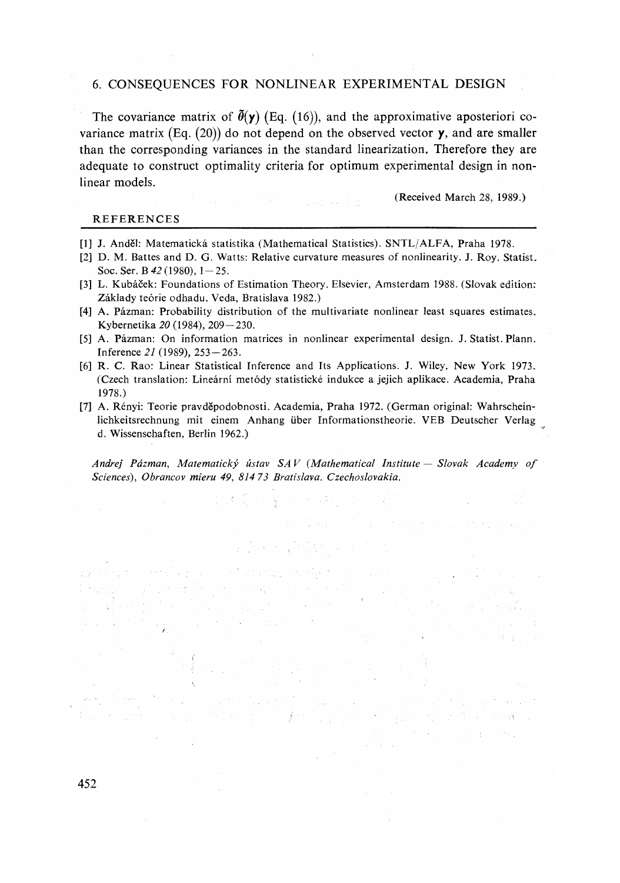## 6. CONSEQUENCES FOR NONLINEAR EXPERIMENTAL DESIGN

The covariance matrix of $\tilde{\theta}(\mathbf{y})$ (Eq. (16)), and the approximative aposteriori covariance matrix (Eq. (20)) do not depend on the observed vector $\mathbf{y}$, and are smaller than the corresponding variances in the standard linearization. Therefore they are adequate to construct optimality criteria for optimum experimental design in nonlinear models.

(Received March 28, 1989.)

### REFERENCES

[1] J. Anděl: Matematická statistika (Mathematical Statistics). SNTL/ALFA, Praha 1978.

[2] D. M. Battes and D. G. Watts: Relative curvature measures of nonlinearity. J. Roy. Statist. Soc. Ser. B *42* (1980), 1–25.

[3] L. Kubáček: Foundations of Estimation Theory. Elsevier, Amsterdam 1988. (Slovak edition: Základy teórie odhadu. Veda, Bratislava 1982.)

[4] A. Pázman: Probability distribution of the multivariate nonlinear least squares estimates. Kybernetika *20* (1984), 209–230.

[5] A. Pázman: On information matrices in nonlinear experimental design. J. Statist. Plann. Inference *21* (1989), 253–263.

[6] R. C. Rao: Linear Statistical Inference and Its Applications. J. Wiley, New York 1973. (Czech translation: Lineární metódy statistické indukce a jejich aplikace. Academia, Praha 1978.)

[7] A. Rényi: Teorie pravděpodobnosti. Academia, Praha 1972. (German original: Wahrscheinlichkeitsrechnung mit einem Anhang über Informationstheorie. VEB Deutscher Verlag d. Wissenschaften, Berlin 1962.)

*Andrej Pázman, Matematický ústav SAV (Mathematical Institute — Slovak Academy of Sciences), Obrancov mieru 49, 814 73 Bratislava. Czechoslovakia.*